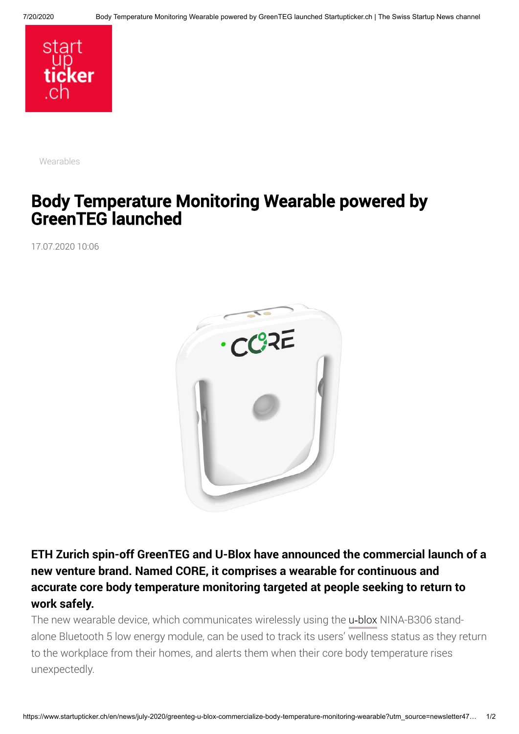Wearables

# Body Temperature Monitoring Wearable powered by GreenTEG launched

17.07.2020 10:06

**ETH Zurich spin-off GreenTEG and U-Blox have announced the commercial launch of a new venture brand. Named CORE, it comprises a wearable for continuous and accurate core body temperature monitoring targeted at people seeking to return to work safely.**

The new wearable device, which communicates wirelessly using the u-blox NINA-B306 stand-alone Bluetooth 5 low energy module, can be used to track its users' wellness status as they return to the workplace from their homes, and alerts them when their core body temperature rises unexpectedly.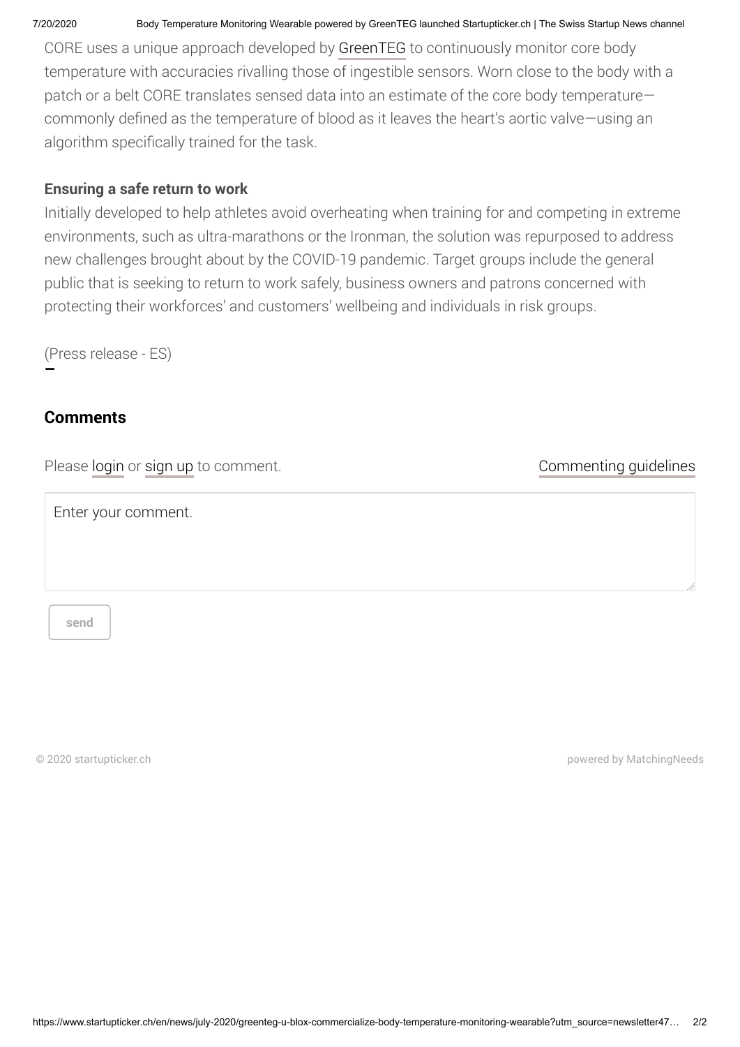CORE uses a unique approach developed by GreenTEG to continuously monitor core body temperature with accuracies rivalling those of ingestible sensors. Worn close to the body with a patch or a belt CORE translates sensed data into an estimate of the core body temperature—commonly defined as the temperature of blood as it leaves the heart's aortic valve—using an algorithm specifically trained for the task.

**Ensuring a safe return to work**

Initially developed to help athletes avoid overheating when training for and competing in extreme environments, such as ultra-marathons or the Ironman, the solution was repurposed to address new challenges brought about by the COVID-19 pandemic. Target groups include the general public that is seeking to return to work safely, business owners and patrons concerned with protecting their workforces' and customers' wellbeing and individuals in risk groups.

(Press release - ES)

## Comments

Please login or sign up to comment. Commenting guidelines

Enter your comment.

send

© 2020 startupticker.ch

powered by MatchingNeeds